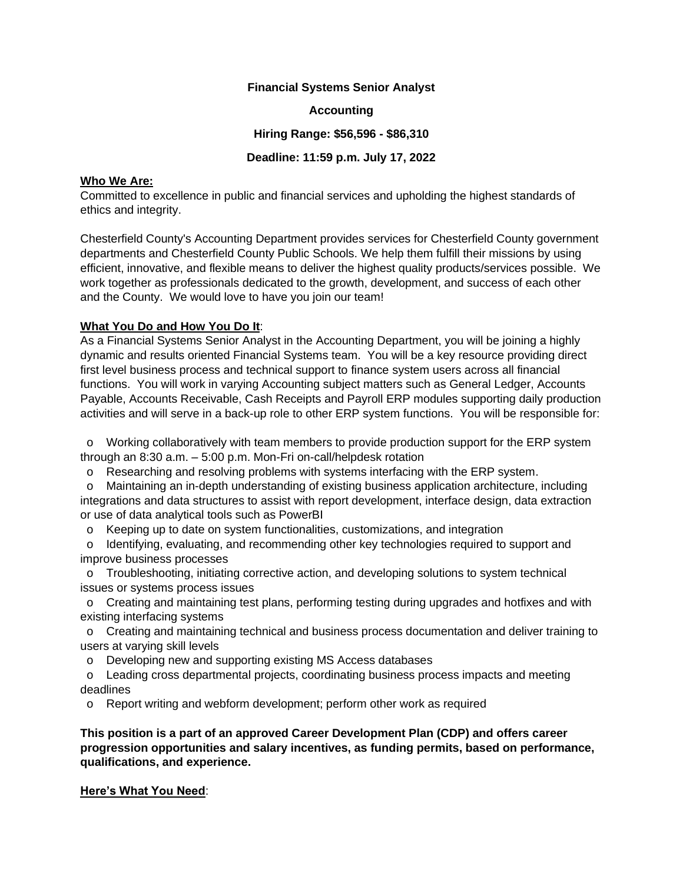**Financial Systems Senior Analyst**

**Accounting**

**Hiring Range: $56,596 - $86,310**

**Deadline: 11:59 p.m. July 17, 2022**

**Who We Are:**

Committed to excellence in public and financial services and upholding the highest standards of ethics and integrity.

Chesterfield County's Accounting Department provides services for Chesterfield County government departments and Chesterfield County Public Schools. We help them fulfill their missions by using efficient, innovative, and flexible means to deliver the highest quality products/services possible. We work together as professionals dedicated to the growth, development, and success of each other and the County. We would love to have you join our team!

**What You Do and How You Do It**:

As a Financial Systems Senior Analyst in the Accounting Department, you will be joining a highly dynamic and results oriented Financial Systems team. You will be a key resource providing direct first level business process and technical support to finance system users across all financial functions. You will work in varying Accounting subject matters such as General Ledger, Accounts Payable, Accounts Receivable, Cash Receipts and Payroll ERP modules supporting daily production activities and will serve in a back-up role to other ERP system functions. You will be responsible for:

- Working collaboratively with team members to provide production support for the ERP system through an 8:30 a.m. – 5:00 p.m. Mon-Fri on-call/helpdesk rotation
- Researching and resolving problems with systems interfacing with the ERP system.
- Maintaining an in-depth understanding of existing business application architecture, including integrations and data structures to assist with report development, interface design, data extraction or use of data analytical tools such as PowerBI
- Keeping up to date on system functionalities, customizations, and integration
- Identifying, evaluating, and recommending other key technologies required to support and improve business processes
- Troubleshooting, initiating corrective action, and developing solutions to system technical issues or systems process issues
- Creating and maintaining test plans, performing testing during upgrades and hotfixes and with existing interfacing systems
- Creating and maintaining technical and business process documentation and deliver training to users at varying skill levels
- Developing new and supporting existing MS Access databases
- Leading cross departmental projects, coordinating business process impacts and meeting deadlines
- Report writing and webform development; perform other work as required

**This position is a part of an approved Career Development Plan (CDP) and offers career progression opportunities and salary incentives, as funding permits, based on performance, qualifications, and experience.**

**Here's What You Need**: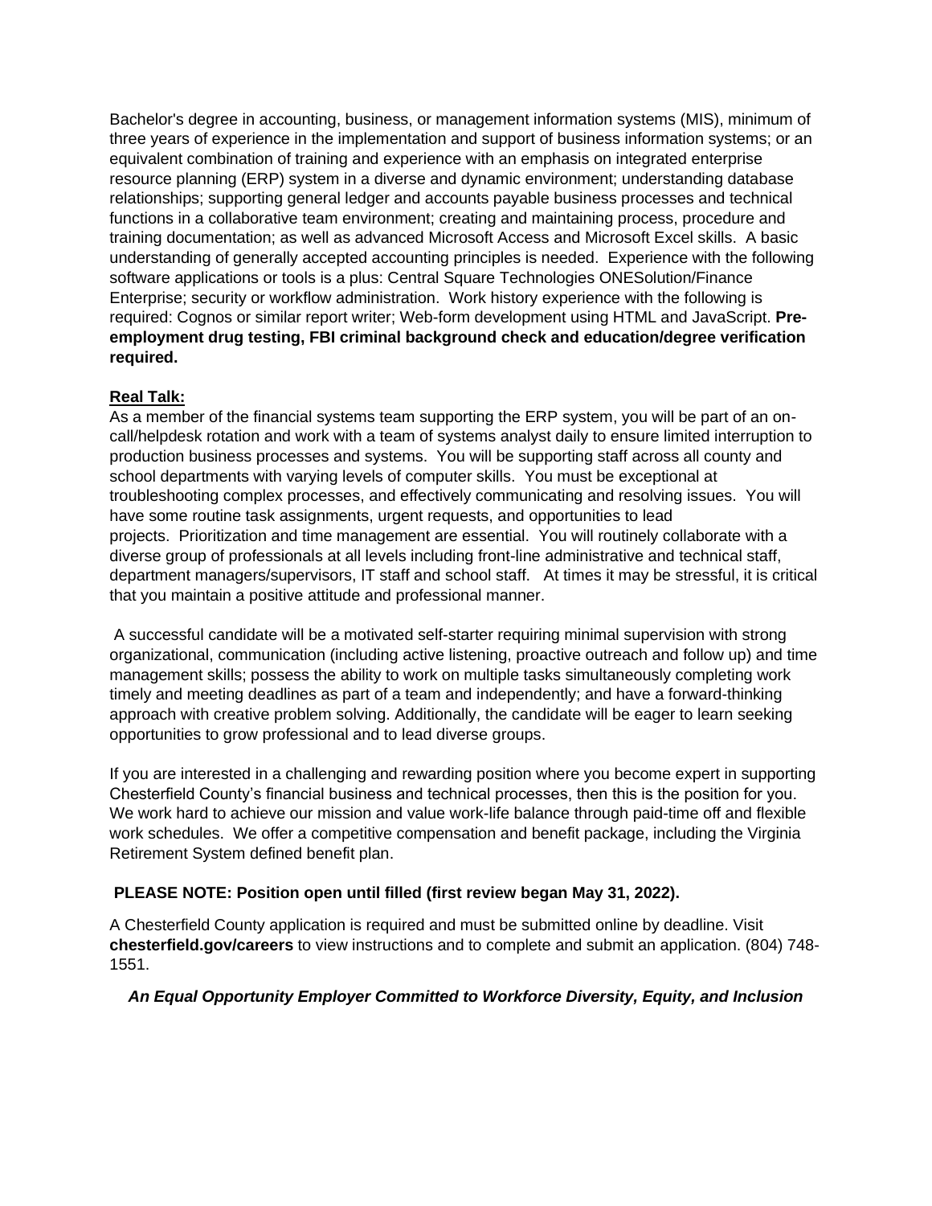Bachelor's degree in accounting, business, or management information systems (MIS), minimum of three years of experience in the implementation and support of business information systems; or an equivalent combination of training and experience with an emphasis on integrated enterprise resource planning (ERP) system in a diverse and dynamic environment; understanding database relationships; supporting general ledger and accounts payable business processes and technical functions in a collaborative team environment; creating and maintaining process, procedure and training documentation; as well as advanced Microsoft Access and Microsoft Excel skills. A basic understanding of generally accepted accounting principles is needed. Experience with the following software applications or tools is a plus: Central Square Technologies ONESolution/Finance Enterprise; security or workflow administration. Work history experience with the following is required: Cognos or similar report writer; Web-form development using HTML and JavaScript. **Pre-employment drug testing, FBI criminal background check and education/degree verification required.**

**Real Talk:**

As a member of the financial systems team supporting the ERP system, you will be part of an on-call/helpdesk rotation and work with a team of systems analyst daily to ensure limited interruption to production business processes and systems. You will be supporting staff across all county and school departments with varying levels of computer skills. You must be exceptional at troubleshooting complex processes, and effectively communicating and resolving issues. You will have some routine task assignments, urgent requests, and opportunities to lead projects. Prioritization and time management are essential. You will routinely collaborate with a diverse group of professionals at all levels including front-line administrative and technical staff, department managers/supervisors, IT staff and school staff. At times it may be stressful, it is critical that you maintain a positive attitude and professional manner.

A successful candidate will be a motivated self-starter requiring minimal supervision with strong organizational, communication (including active listening, proactive outreach and follow up) and time management skills; possess the ability to work on multiple tasks simultaneously completing work timely and meeting deadlines as part of a team and independently; and have a forward-thinking approach with creative problem solving. Additionally, the candidate will be eager to learn seeking opportunities to grow professional and to lead diverse groups.

If you are interested in a challenging and rewarding position where you become expert in supporting Chesterfield County's financial business and technical processes, then this is the position for you. We work hard to achieve our mission and value work-life balance through paid-time off and flexible work schedules. We offer a competitive compensation and benefit package, including the Virginia Retirement System defined benefit plan.

**PLEASE NOTE: Position open until filled (first review began May 31, 2022).**

A Chesterfield County application is required and must be submitted online by deadline. Visit **chesterfield.gov/careers** to view instructions and to complete and submit an application. (804) 748-1551.

***An Equal Opportunity Employer Committed to Workforce Diversity, Equity, and Inclusion***